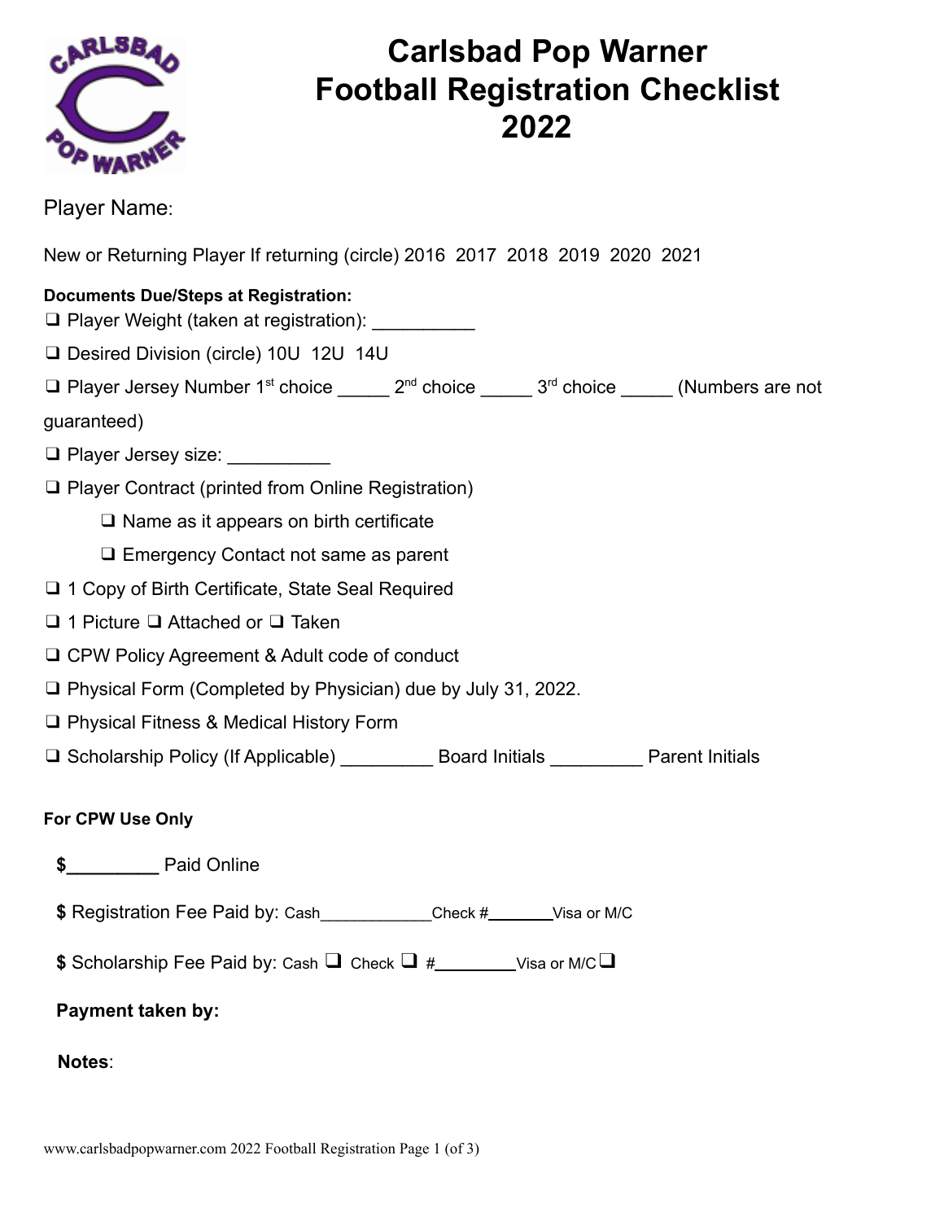# Carlsbad Pop Warner
# Football Registration Checklist
# 2022

Player Name:

New or Returning Player If returning (circle) 2016 2017 2018 2019 2020 2021

**Documents Due/Steps at Registration:**

- ❑ Player Weight (taken at registration): __________
- ❑ Desired Division (circle) 10U 12U 14U
- ❑ Player Jersey Number 1st choice _____ 2nd choice _____ 3rd choice _____ (Numbers are not guaranteed)
- ❑ Player Jersey size: __________
- ❑ Player Contract (printed from Online Registration)
  - ❑ Name as it appears on birth certificate
  - ❑ Emergency Contact not same as parent
- ❑ 1 Copy of Birth Certificate, State Seal Required
- ❑ 1 Picture ❑ Attached or ❑ Taken
- ❑ CPW Policy Agreement & Adult code of conduct
- ❑ Physical Form (Completed by Physician) due by July 31, 2022.
- ❑ Physical Fitness & Medical History Form
- ❑ Scholarship Policy (If Applicable) _________ Board Initials _________ Parent Initials

**For CPW Use Only**

**$_________** Paid Online

**$** Registration Fee Paid by: Cash____________Check #_______Visa or M/C

**$** Scholarship Fee Paid by: Cash ❑ Check ❑ #_________Visa or M/C ❑

**Payment taken by:**

**Notes**: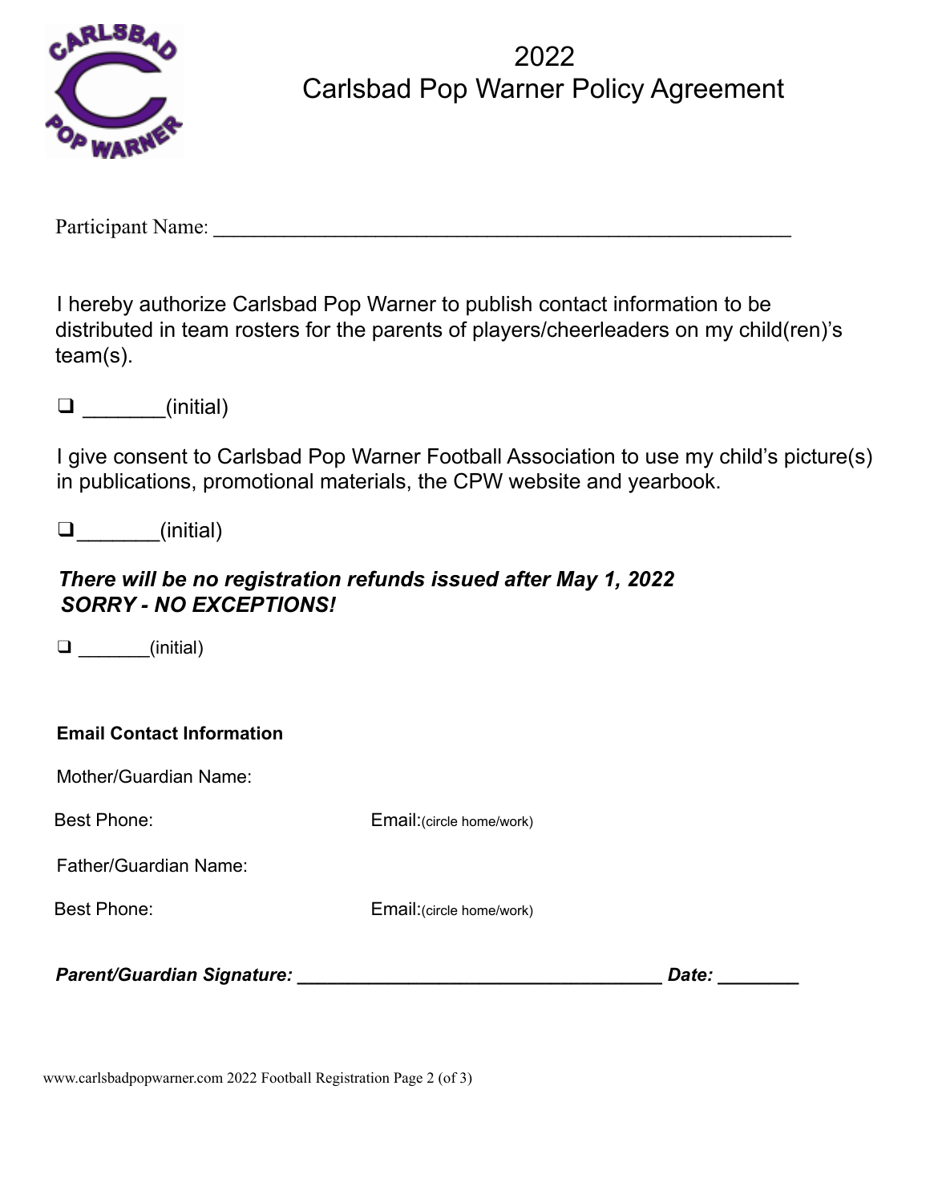# 2022
# Carlsbad Pop Warner Policy Agreement

Participant Name: ________________________________________________________

I hereby authorize Carlsbad Pop Warner to publish contact information to be distributed in team rosters for the parents of players/cheerleaders on my child(ren)'s team(s).

❑ _______(initial)

I give consent to Carlsbad Pop Warner Football Association to use my child's picture(s) in publications, promotional materials, the CPW website and yearbook.

❑ _______(initial)

***There will be no registration refunds issued after May 1, 2022***
***SORRY - NO EXCEPTIONS!***

❑ _______(initial)

**Email Contact Information**

Mother/Guardian Name:

Best Phone: Email:(circle home/work)

Father/Guardian Name:

Best Phone: Email:(circle home/work)

***Parent/Guardian Signature: ___________________________________ Date: ________***

www.carlsbadpopwarner.com 2022 Football Registration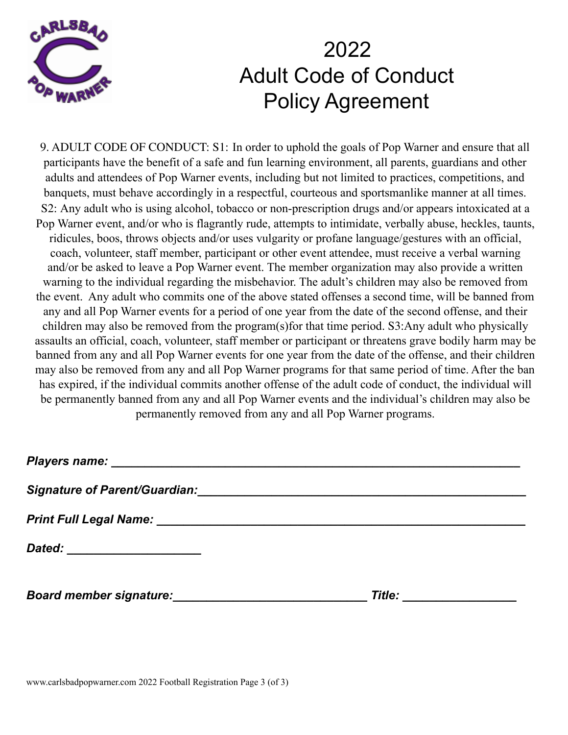# 2022 Adult Code of Conduct Policy Agreement

9. ADULT CODE OF CONDUCT: S1: In order to uphold the goals of Pop Warner and ensure that all participants have the benefit of a safe and fun learning environment, all parents, guardians and other adults and attendees of Pop Warner events, including but not limited to practices, competitions, and banquets, must behave accordingly in a respectful, courteous and sportsmanlike manner at all times. S2: Any adult who is using alcohol, tobacco or non-prescription drugs and/or appears intoxicated at a Pop Warner event, and/or who is flagrantly rude, attempts to intimidate, verbally abuse, heckles, taunts, ridicules, boos, throws objects and/or uses vulgarity or profane language/gestures with an official, coach, volunteer, staff member, participant or other event attendee, must receive a verbal warning and/or be asked to leave a Pop Warner event. The member organization may also provide a written warning to the individual regarding the misbehavior. The adult's children may also be removed from the event. Any adult who commits one of the above stated offenses a second time, will be banned from any and all Pop Warner events for a period of one year from the date of the second offense, and their children may also be removed from the program(s)for that time period. S3:Any adult who physically assaults an official, coach, volunteer, staff member or participant or threatens grave bodily harm may be banned from any and all Pop Warner events for one year from the date of the offense, and their children may also be removed from any and all Pop Warner programs for that same period of time. After the ban has expired, if the individual commits another offense of the adult code of conduct, the individual will be permanently banned from any and all Pop Warner events and the individual's children may also be permanently removed from any and all Pop Warner programs.

***Players name:*** ________________________________________________________________

***Signature of Parent/Guardian:***_______________________________________________________

***Print Full Legal Name:*** ___________________________________________________________

***Dated:*** ____________________

***Board member signature:***______________________________ ***Title:*** _________________

www.carlsbadpopwarner.com 2022 Football Registration Page 3 (of 3)